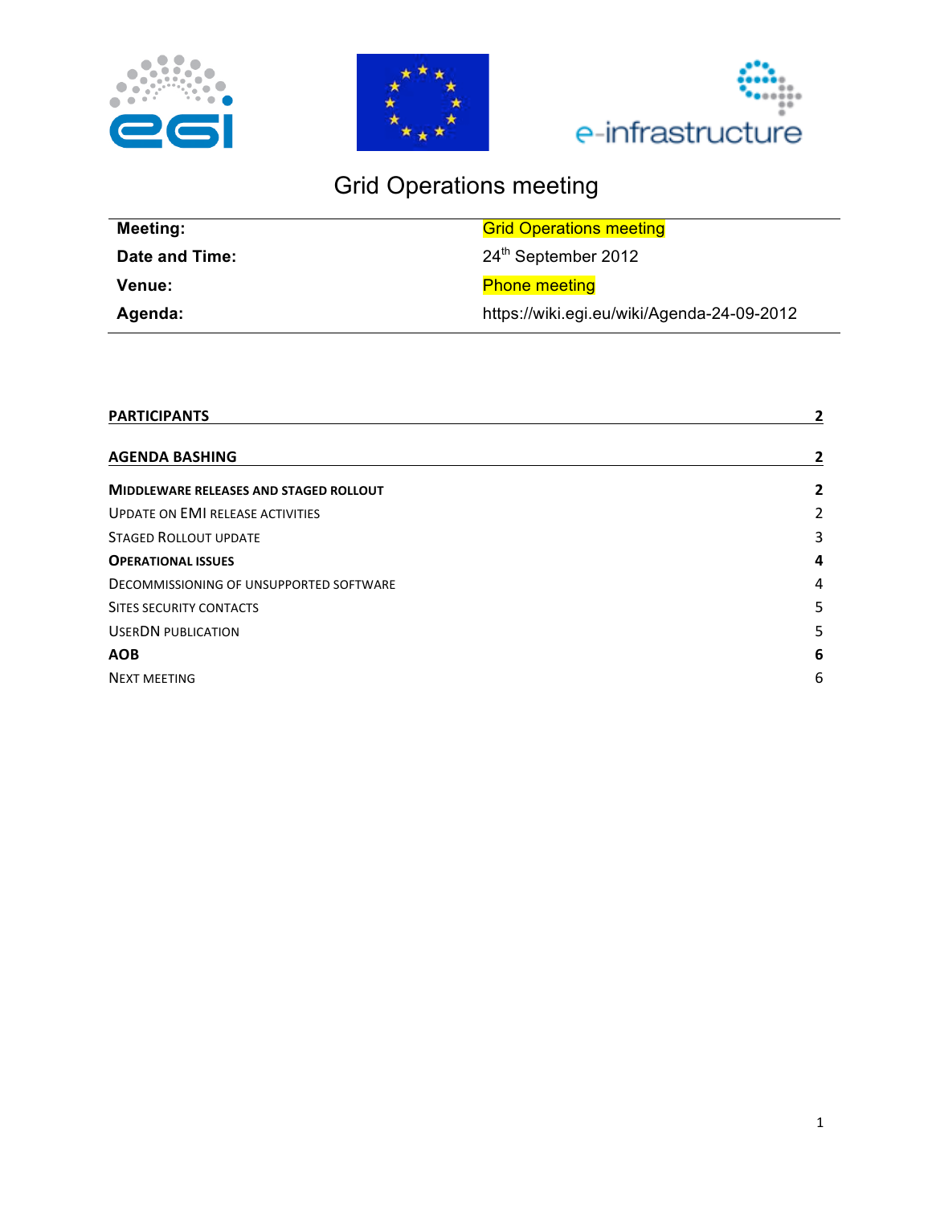# Grid Operations meeting

| | |
|---|---|
| **Meeting:** | Grid Operations meeting |
| **Date and Time:** | 24th September 2012 |
| **Venue:** | Phone meeting |
| **Agenda:** | https://wiki.egi.eu/wiki/Agenda-24-09-2012 |

**PARTICIPANTS** 2

**AGENDA BASHING** 2

**MIDDLEWARE RELEASES AND STAGED ROLLOUT** 2

UPDATE ON EMI RELEASE ACTIVITIES 2

STAGED ROLLOUT UPDATE 3

**OPERATIONAL ISSUES** 4

DECOMMISSIONING OF UNSUPPORTED SOFTWARE 4

SITES SECURITY CONTACTS 5

USERDN PUBLICATION 5

**AOB** 6

NEXT MEETING 6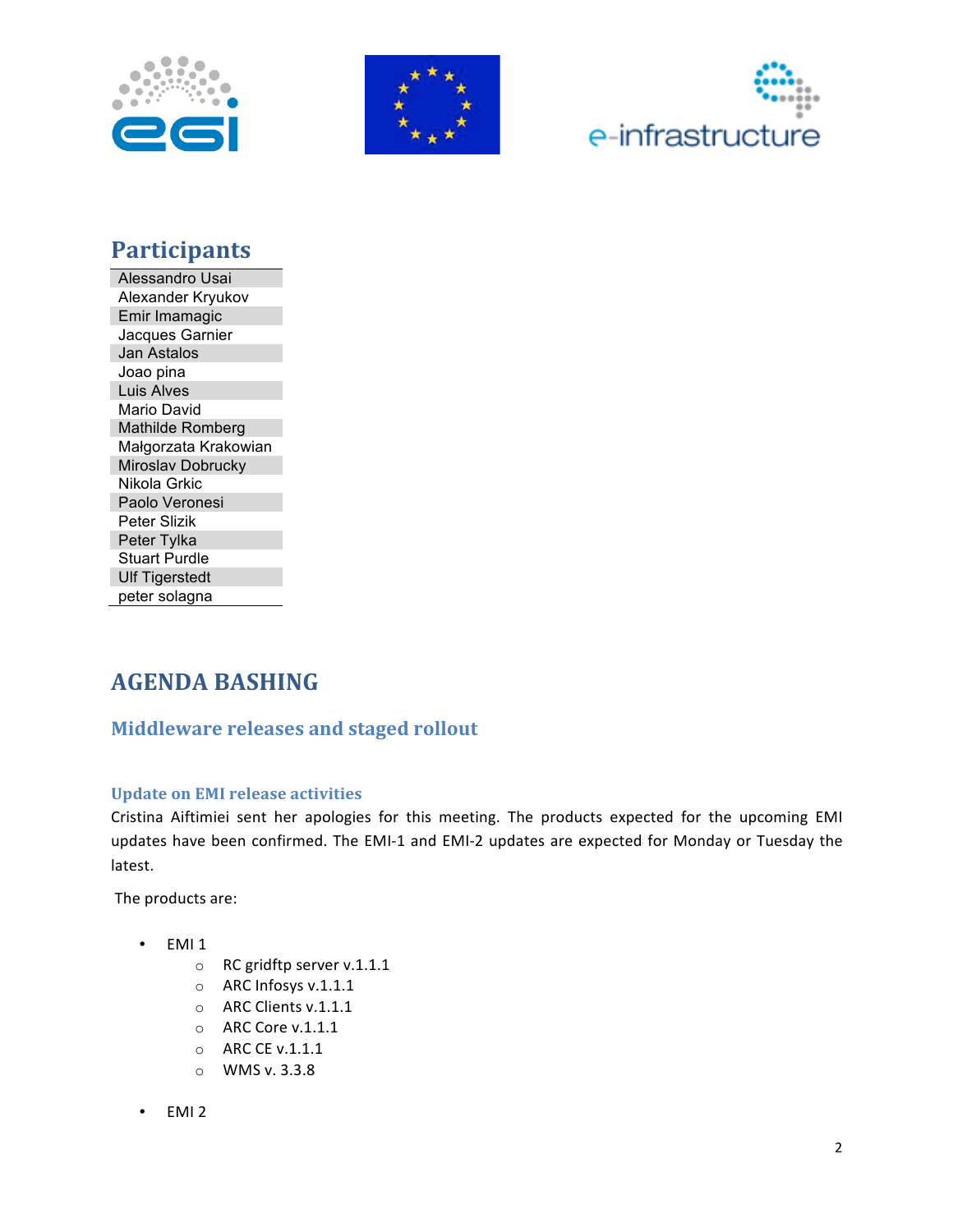## Participants

| |
|---|
| Alessandro Usai |
| Alexander Kryukov |
| Emir Imamagic |
| Jacques Garnier |
| Jan Astalos |
| Joao pina |
| Luis Alves |
| Mario David |
| Mathilde Romberg |
| Małgorzata Krakowian |
| Miroslav Dobrucky |
| Nikola Grkic |
| Paolo Veronesi |
| Peter Slizik |
| Peter Tylka |
| Stuart Purdle |
| Ulf Tigerstedt |
| peter solagna |

# AGENDA BASHING

## Middleware releases and staged rollout

### Update on EMI release activities

Cristina Aiftimiei sent her apologies for this meeting. The products expected for the upcoming EMI updates have been confirmed. The EMI-1 and EMI-2 updates are expected for Monday or Tuesday the latest.

The products are:

- EMI 1
  - RC gridftp server v.1.1.1
  - ARC Infosys v.1.1.1
  - ARC Clients v.1.1.1
  - ARC Core v.1.1.1
  - ARC CE v.1.1.1
  - WMS v. 3.3.8
- EMI 2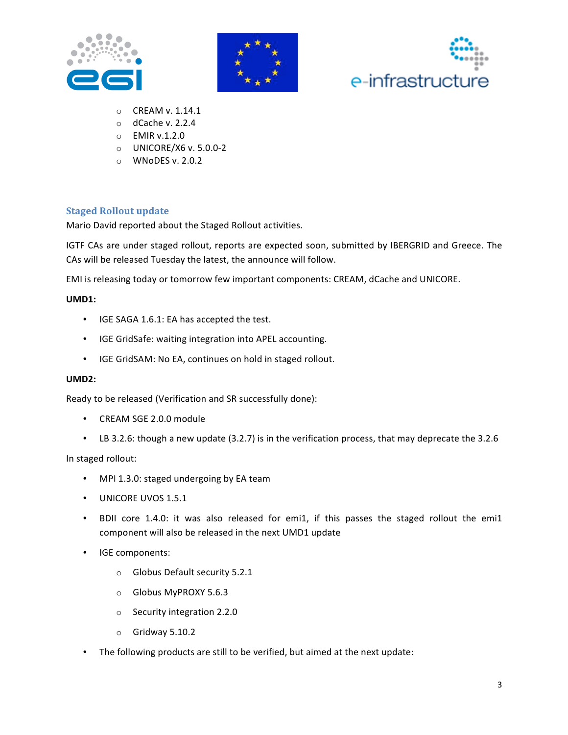- CREAM v. 1.14.1
  - dCache v. 2.2.4
  - EMIR v.1.2.0
  - UNICORE/X6 v. 5.0.0-2
  - WNoDES v. 2.0.2

### Staged Rollout update

Mario David reported about the Staged Rollout activities.

IGTF CAs are under staged rollout, reports are expected soon, submitted by IBERGRID and Greece. The CAs will be released Tuesday the latest, the announce will follow.

EMI is releasing today or tomorrow few important components: CREAM, dCache and UNICORE.

**UMD1:**

- IGE SAGA 1.6.1: EA has accepted the test.
- IGE GridSafe: waiting integration into APEL accounting.
- IGE GridSAM: No EA, continues on hold in staged rollout.

**UMD2:**

Ready to be released (Verification and SR successfully done):

- CREAM SGE 2.0.0 module
- LB 3.2.6: though a new update (3.2.7) is in the verification process, that may deprecate the 3.2.6

In staged rollout:

- MPI 1.3.0: staged undergoing by EA team
- UNICORE UVOS 1.5.1
- BDII core 1.4.0: it was also released for emi1, if this passes the staged rollout the emi1 component will also be released in the next UMD1 update
- IGE components:
  - Globus Default security 5.2.1
  - Globus MyPROXY 5.6.3
  - Security integration 2.2.0
  - Gridway 5.10.2
- The following products are still to be verified, but aimed at the next update: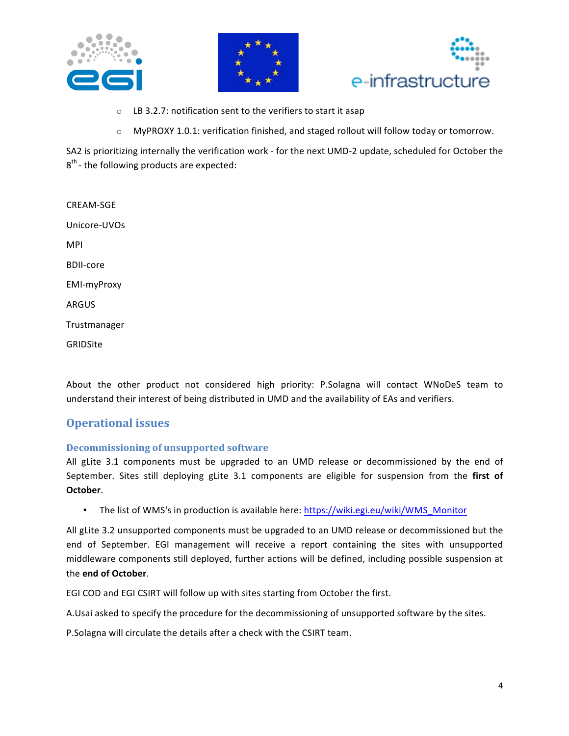- LB 3.2.7: notification sent to the verifiers to start it asap
- MyPROXY 1.0.1: verification finished, and staged rollout will follow today or tomorrow.

SA2 is prioritizing internally the verification work - for the next UMD-2 update, scheduled for October the 8th - the following products are expected:

CREAM-SGE

Unicore-UVOs

MPI

BDII-core

EMI-myProxy

ARGUS

Trustmanager

GRIDSite

About the other product not considered high priority: P.Solagna will contact WNoDeS team to understand their interest of being distributed in UMD and the availability of EAs and verifiers.

## Operational issues

### Decommissioning of unsupported software

All gLite 3.1 components must be upgraded to an UMD release or decommissioned by the end of September. Sites still deploying gLite 3.1 components are eligible for suspension from the **first of October**.

- The list of WMS's in production is available here: [https://wiki.egi.eu/wiki/WMS_Monitor](https://wiki.egi.eu/wiki/WMS_Monitor)

All gLite 3.2 unsupported components must be upgraded to an UMD release or decommissioned but the end of September. EGI management will receive a report containing the sites with unsupported middleware components still deployed, further actions will be defined, including possible suspension at the **end of October**.

EGI COD and EGI CSIRT will follow up with sites starting from October the first.

A.Usai asked to specify the procedure for the decommissioning of unsupported software by the sites.

P.Solagna will circulate the details after a check with the CSIRT team.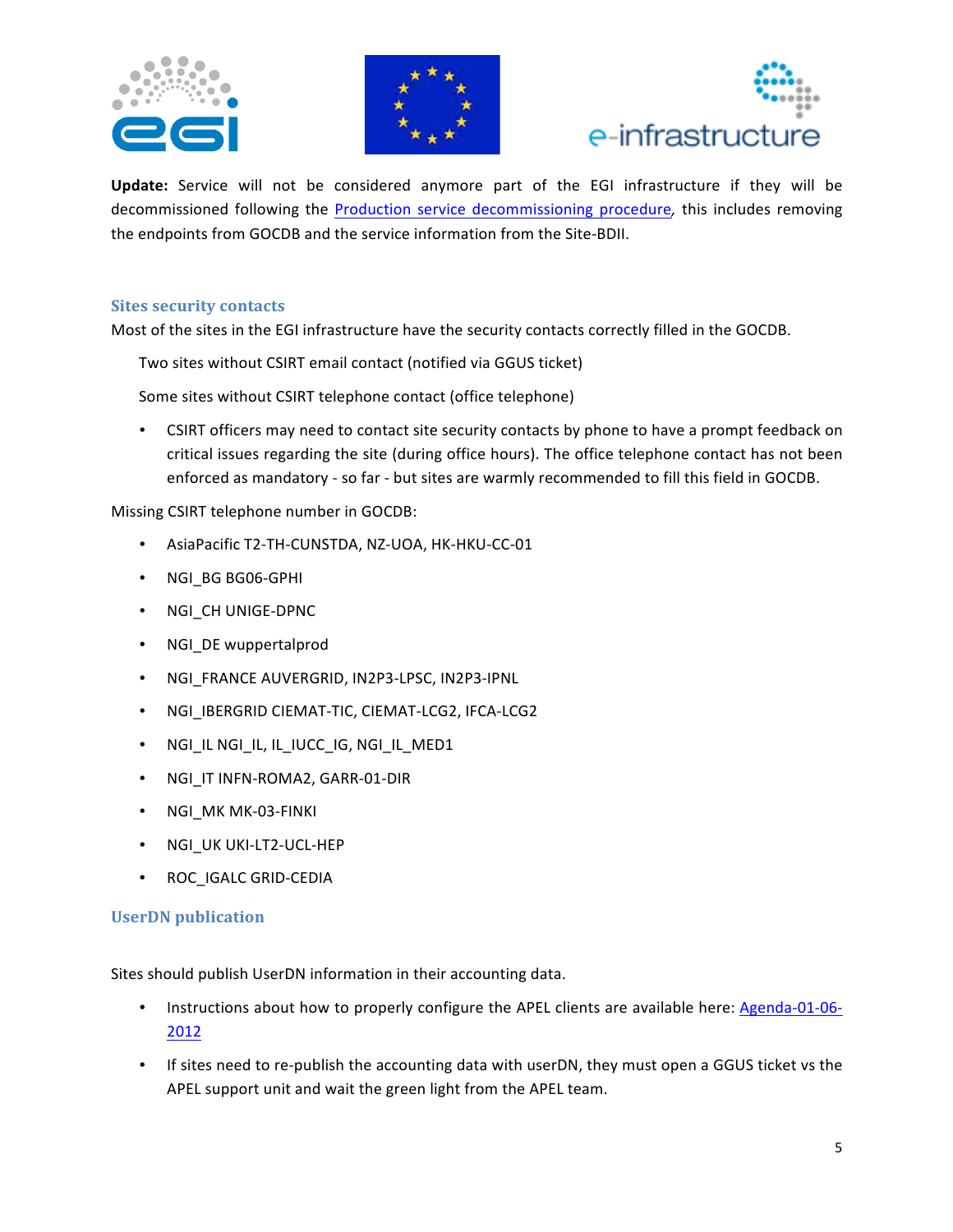**Update:** Service will not be considered anymore part of the EGI infrastructure if they will be decommissioned following the Production service decommissioning procedure, this includes removing the endpoints from GOCDB and the service information from the Site-BDII.

### Sites security contacts

Most of the sites in the EGI infrastructure have the security contacts correctly filled in the GOCDB.

Two sites without CSIRT email contact (notified via GGUS ticket)

Some sites without CSIRT telephone contact (office telephone)

- CSIRT officers may need to contact site security contacts by phone to have a prompt feedback on critical issues regarding the site (during office hours). The office telephone contact has not been enforced as mandatory - so far - but sites are warmly recommended to fill this field in GOCDB.

Missing CSIRT telephone number in GOCDB:

- AsiaPacific T2-TH-CUNSTDA, NZ-UOA, HK-HKU-CC-01
- NGI_BG BG06-GPHI
- NGI_CH UNIGE-DPNC
- NGI_DE wuppertalprod
- NGI_FRANCE AUVERGRID, IN2P3-LPSC, IN2P3-IPNL
- NGI_IBERGRID CIEMAT-TIC, CIEMAT-LCG2, IFCA-LCG2
- NGI_IL NGI_IL, IL_IUCC_IG, NGI_IL_MED1
- NGI_IT INFN-ROMA2, GARR-01-DIR
- NGI_MK MK-03-FINKI
- NGI_UK UKI-LT2-UCL-HEP
- ROC_IGALC GRID-CEDIA

### UserDN publication

Sites should publish UserDN information in their accounting data.

- Instructions about how to properly configure the APEL clients are available here: Agenda-01-06-2012
- If sites need to re-publish the accounting data with userDN, they must open a GGUS ticket vs the APEL support unit and wait the green light from the APEL team.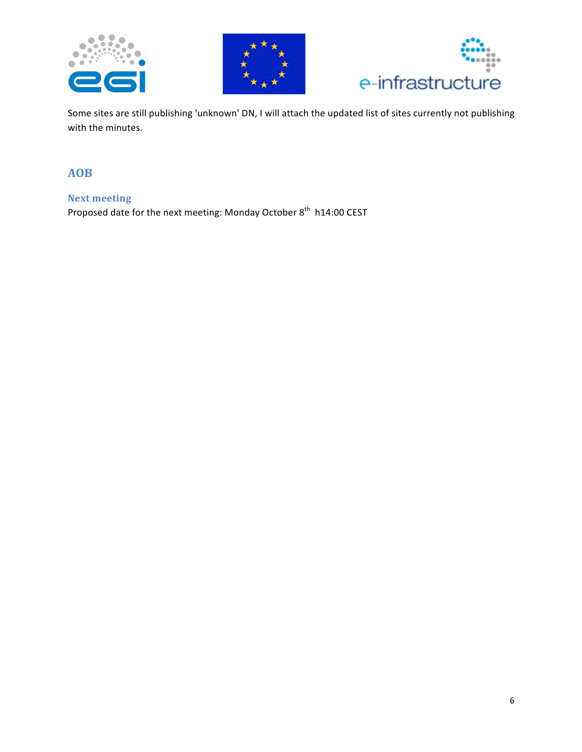Some sites are still publishing 'unknown' DN, I will attach the updated list of sites currently not publishing with the minutes.

## AOB

### Next meeting

Proposed date for the next meeting: Monday October 8th h14:00 CEST